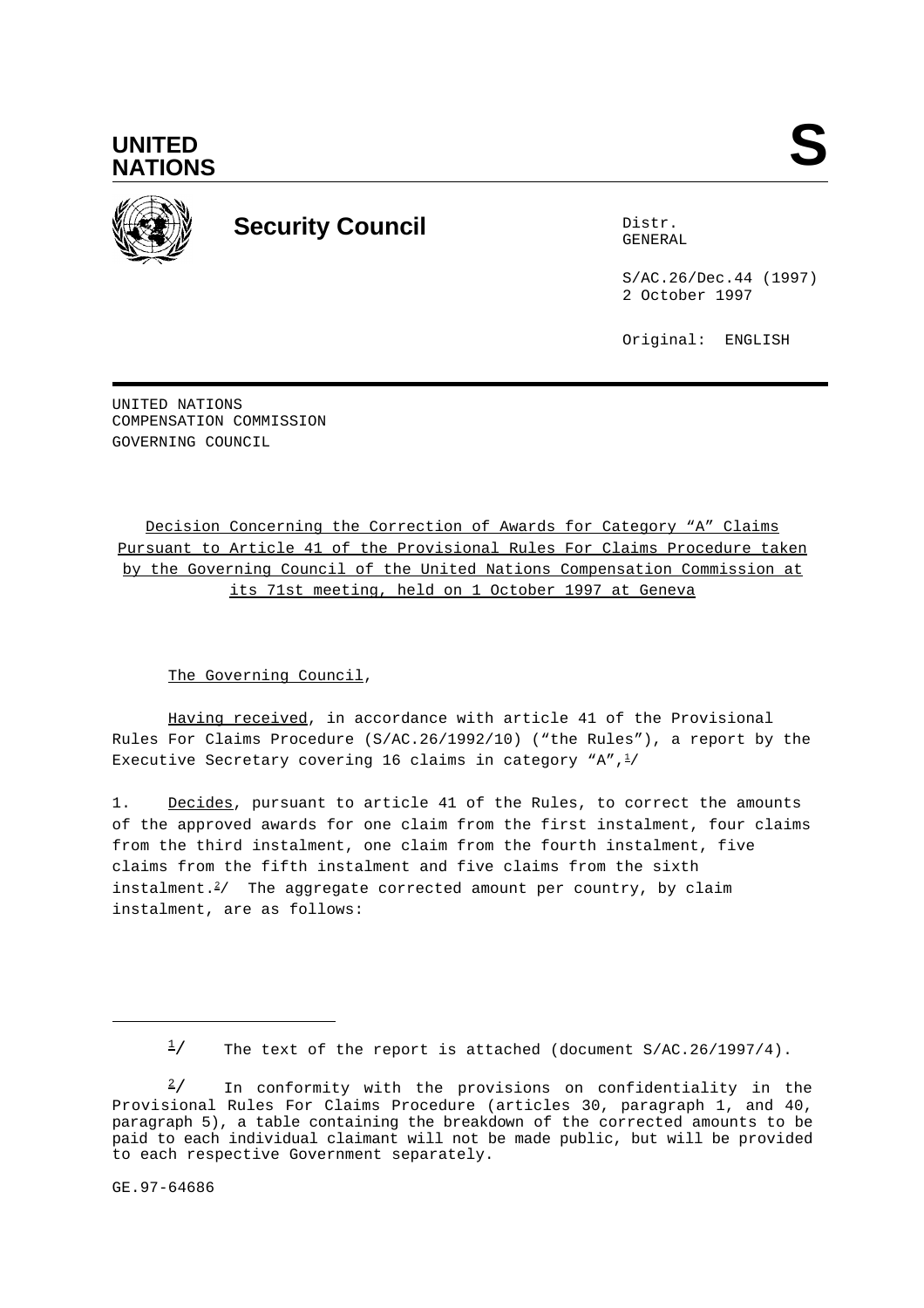**UNITED NATIONS**

**S**

**Security Council**

Distr.
GENERAL

S/AC.26/Dec.44 (1997)
2 October 1997

Original: ENGLISH

UNITED NATIONS
COMPENSATION COMMISSION
GOVERNING COUNCIL

Decision Concerning the Correction of Awards for Category "A" Claims Pursuant to Article 41 of the Provisional Rules For Claims Procedure taken by the Governing Council of the United Nations Compensation Commission at its 71st meeting, held on 1 October 1997 at Geneva

The Governing Council,

Having received, in accordance with article 41 of the Provisional Rules For Claims Procedure (S/AC.26/1992/10) ("the Rules"), a report by the Executive Secretary covering 16 claims in category "A",[1]/

1. Decides, pursuant to article 41 of the Rules, to correct the amounts of the approved awards for one claim from the first instalment, four claims from the third instalment, one claim from the fourth instalment, five claims from the fifth instalment and five claims from the sixth instalment.[2]/ The aggregate corrected amount per country, by claim instalment, are as follows:

---

[1]/ The text of the report is attached (document S/AC.26/1997/4).

[2]/ In conformity with the provisions on confidentiality in the Provisional Rules For Claims Procedure (articles 30, paragraph 1, and 40, paragraph 5), a table containing the breakdown of the corrected amounts to be paid to each individual claimant will not be made public, but will be provided to each respective Government separately.

GE.97-64686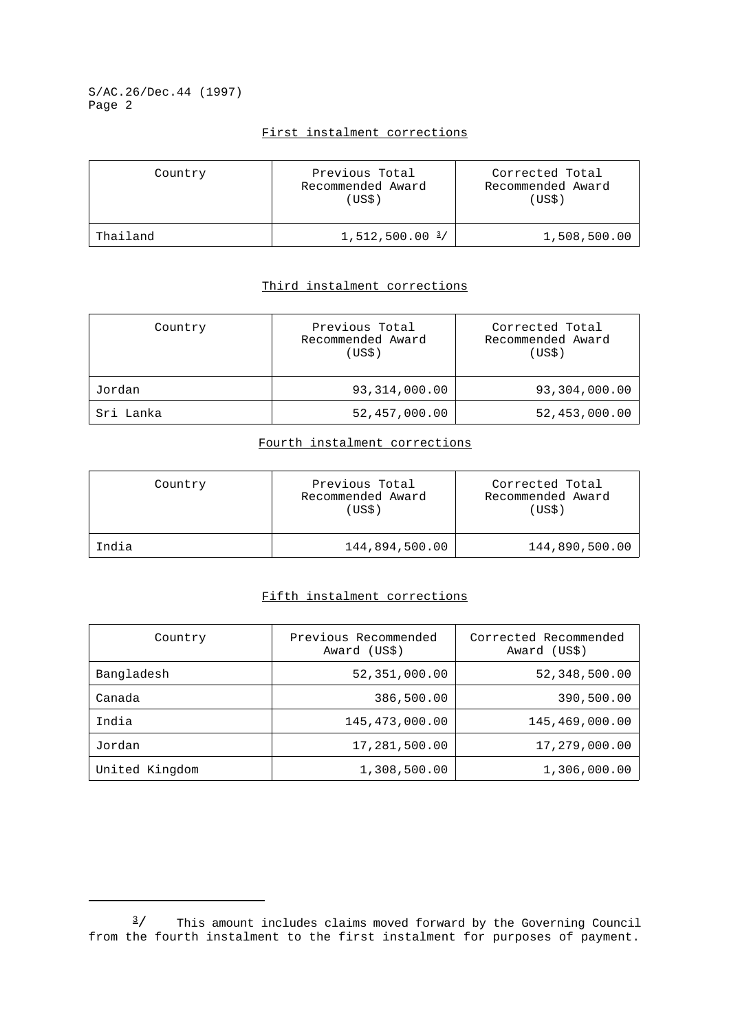First instalment corrections

| Country | Previous Total Recommended Award (US$) | Corrected Total Recommended Award (US$) |
|---|---|---|
| Thailand | 1,512,500.00 [3] | 1,508,500.00 |

Third instalment corrections

| Country | Previous Total Recommended Award (US$) | Corrected Total Recommended Award (US$) |
|---|---|---|
| Jordan | 93,314,000.00 | 93,304,000.00 |
| Sri Lanka | 52,457,000.00 | 52,453,000.00 |

Fourth instalment corrections

| Country | Previous Total Recommended Award (US$) | Corrected Total Recommended Award (US$) |
|---|---|---|
| India | 144,894,500.00 | 144,890,500.00 |

Fifth instalment corrections

| Country | Previous Recommended Award (US$) | Corrected Recommended Award (US$) |
|---|---|---|
| Bangladesh | 52,351,000.00 | 52,348,500.00 |
| Canada | 386,500.00 | 390,500.00 |
| India | 145,473,000.00 | 145,469,000.00 |
| Jordan | 17,281,500.00 | 17,279,000.00 |
| United Kingdom | 1,308,500.00 | 1,306,000.00 |

---

[3] This amount includes claims moved forward by the Governing Council from the fourth instalment to the first instalment for purposes of payment.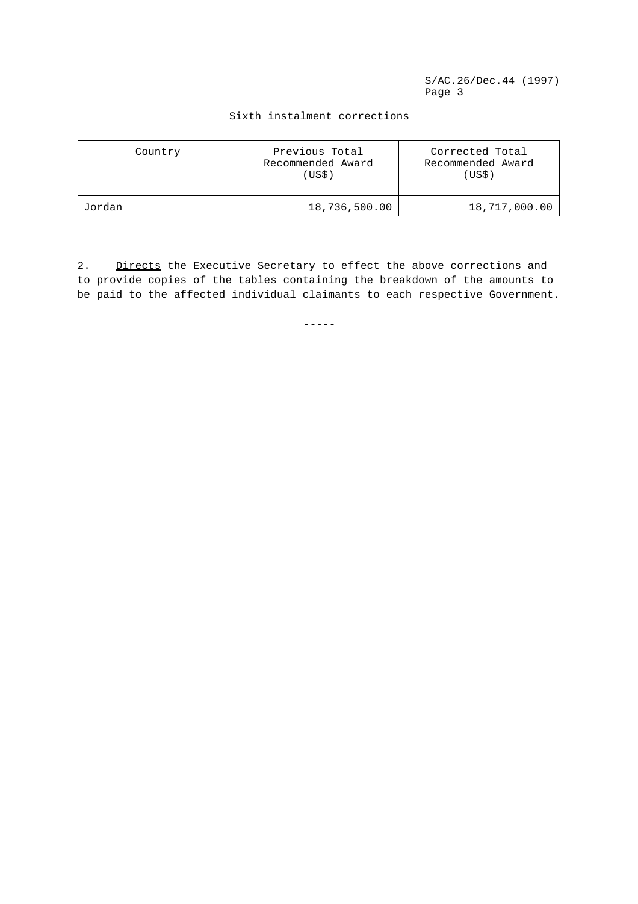Sixth instalment corrections

| Country | Previous Total Recommended Award (US$) | Corrected Total Recommended Award (US$) |
|---|---|---|
| Jordan | 18,736,500.00 | 18,717,000.00 |

2. Directs the Executive Secretary to effect the above corrections and to provide copies of the tables containing the breakdown of the amounts to be paid to the affected individual claimants to each respective Government.

-----